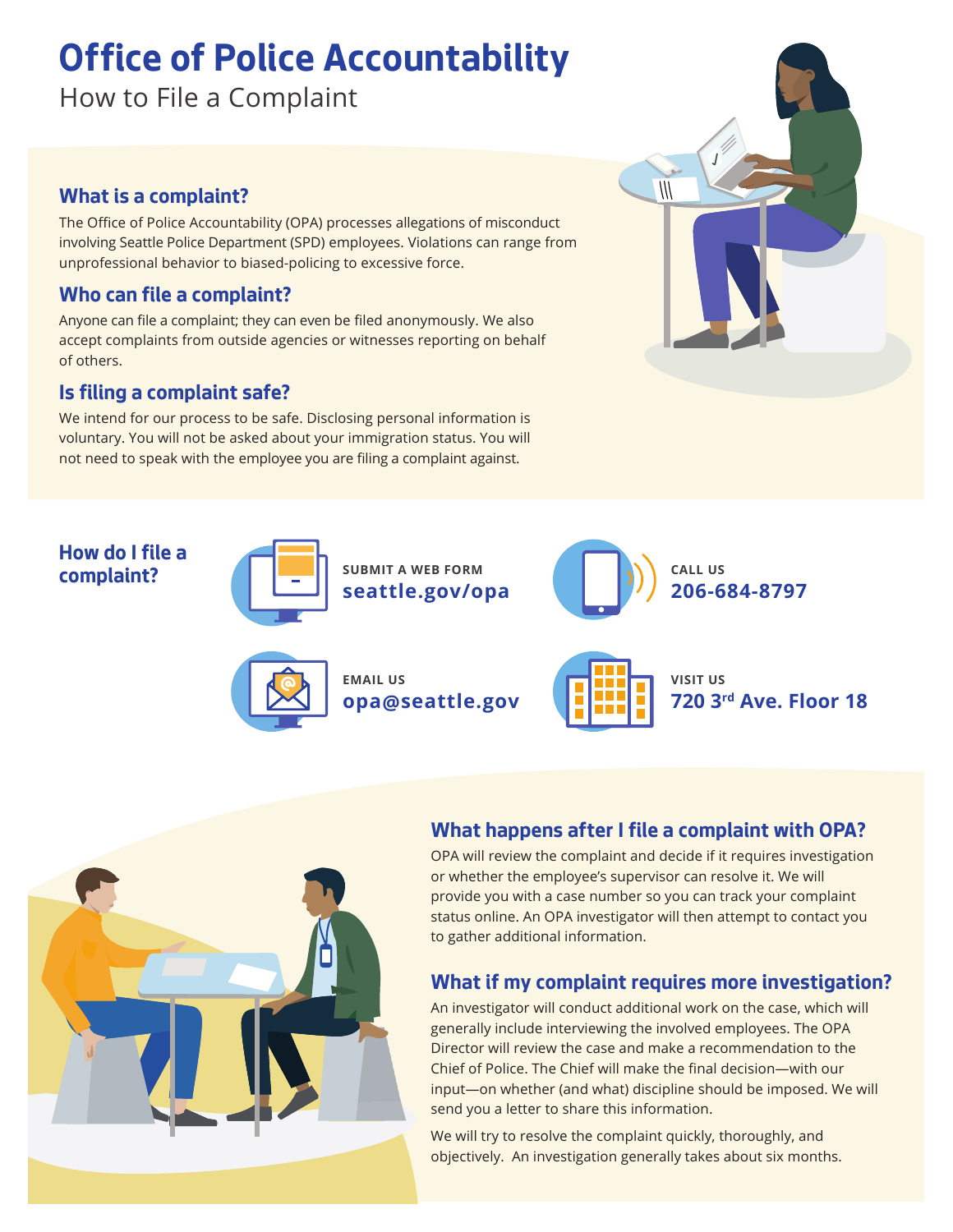# Office of Police Accountability

How to File a Complaint

## What is a complaint?

The Office of Police Accountability (OPA) processes allegations of misconduct involving Seattle Police Department (SPD) employees. Violations can range from unprofessional behavior to biased-policing to excessive force.

## Who can file a complaint?

Anyone can file a complaint; they can even be filed anonymously. We also accept complaints from outside agencies or witnesses reporting on behalf of others.

## Is filing a complaint safe?

We intend for our process to be safe. Disclosing personal information is voluntary. You will not be asked about your immigration status. You will not need to speak with the employee you are filing a complaint against.

## How do I file a complaint?

**SUBMIT A WEB FORM**
seattle.gov/opa

**CALL US**
206-684-8797

**EMAIL US**
opa@seattle.gov

**VISIT US**
720 3rd Ave. Floor 18

## What happens after I file a complaint with OPA?

OPA will review the complaint and decide if it requires investigation or whether the employee's supervisor can resolve it. We will provide you with a case number so you can track your complaint status online. An OPA investigator will then attempt to contact you to gather additional information.

## What if my complaint requires more investigation?

An investigator will conduct additional work on the case, which will generally include interviewing the involved employees. The OPA Director will review the case and make a recommendation to the Chief of Police. The Chief will make the final decision—with our input—on whether (and what) discipline should be imposed. We will send you a letter to share this information.

We will try to resolve the complaint quickly, thoroughly, and objectively. An investigation generally takes about six months.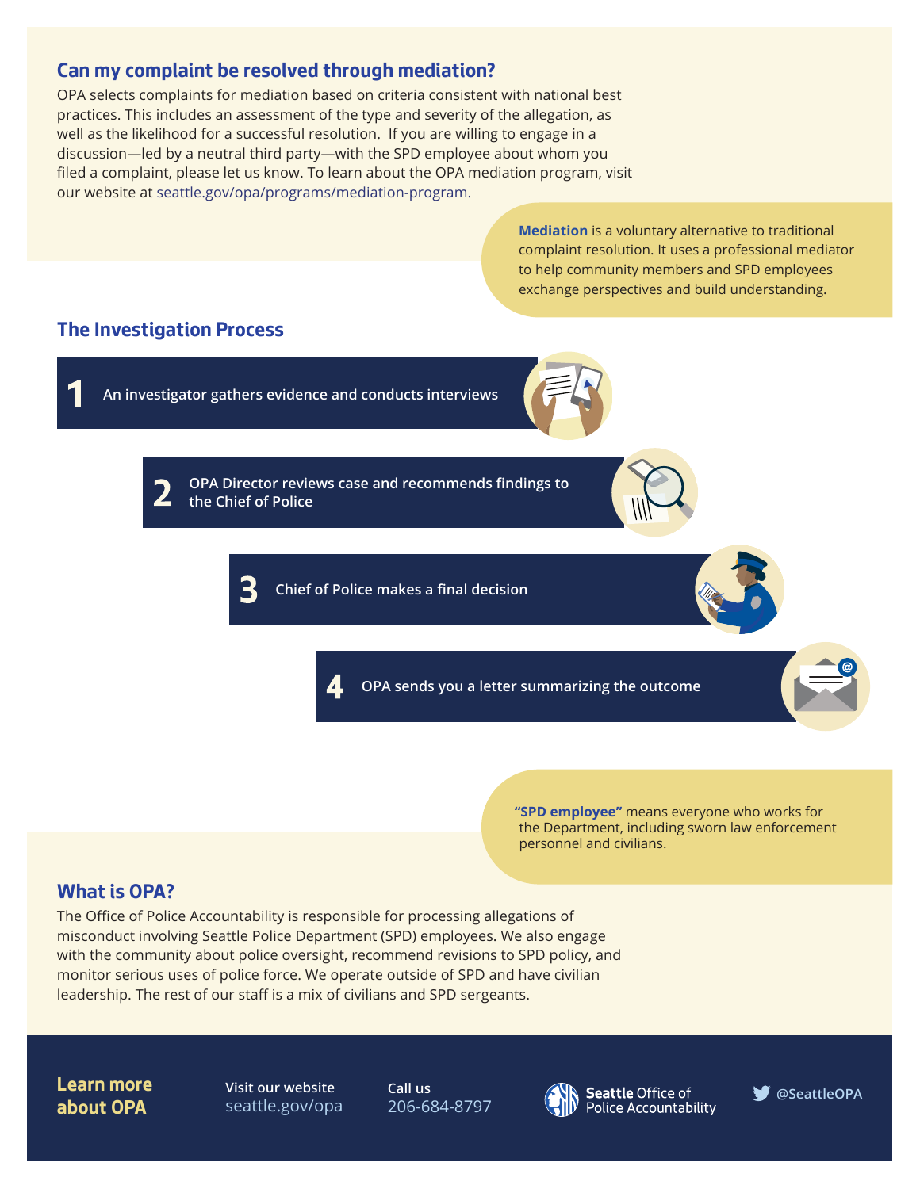## Can my complaint be resolved through mediation?

OPA selects complaints for mediation based on criteria consistent with national best practices. This includes an assessment of the type and severity of the allegation, as well as the likelihood for a successful resolution. If you are willing to engage in a discussion—led by a neutral third party—with the SPD employee about whom you filed a complaint, please let us know. To learn about the OPA mediation program, visit our website at seattle.gov/opa/programs/mediation-program.

**Mediation** is a voluntary alternative to traditional complaint resolution. It uses a professional mediator to help community members and SPD employees exchange perspectives and build understanding.

## The Investigation Process

1. An investigator gathers evidence and conducts interviews
2. OPA Director reviews case and recommends findings to the Chief of Police
3. Chief of Police makes a final decision
4. OPA sends you a letter summarizing the outcome

**"SPD employee"** means everyone who works for the Department, including sworn law enforcement personnel and civilians.

## What is OPA?

The Office of Police Accountability is responsible for processing allegations of misconduct involving Seattle Police Department (SPD) employees. We also engage with the community about police oversight, recommend revisions to SPD policy, and monitor serious uses of police force. We operate outside of SPD and have civilian leadership. The rest of our staff is a mix of civilians and SPD sergeants.

**Learn more about OPA**

Visit our website
seattle.gov/opa

Call us
206-684-8797

**Seattle** Office of Police Accountability

@SeattleOPA